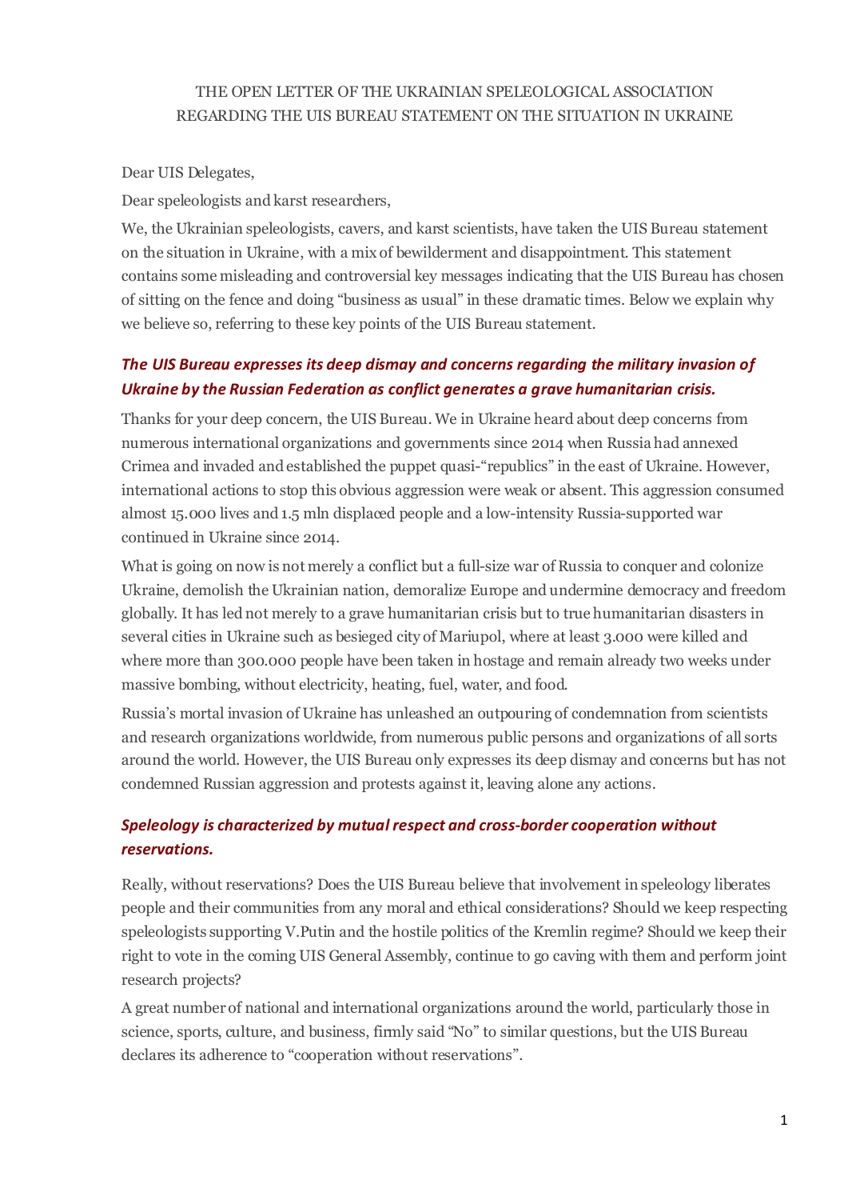THE OPEN LETTER OF THE UKRAINIAN SPELEOLOGICAL ASSOCIATION REGARDING THE UIS BUREAU STATEMENT ON THE SITUATION IN UKRAINE

Dear UIS Delegates,

Dear speleologists and karst researchers,

We, the Ukrainian speleologists, cavers, and karst scientists, have taken the UIS Bureau statement on the situation in Ukraine, with a mix of bewilderment and disappointment. This statement contains some misleading and controversial key messages indicating that the UIS Bureau has chosen of sitting on the fence and doing "business as usual" in these dramatic times. Below we explain why we believe so, referring to these key points of the UIS Bureau statement.

### *The UIS Bureau expresses its deep dismay and concerns regarding the military invasion of Ukraine by the Russian Federation as conflict generates a grave humanitarian crisis.*

Thanks for your deep concern, the UIS Bureau. We in Ukraine heard about deep concerns from numerous international organizations and governments since 2014 when Russia had annexed Crimea and invaded and established the puppet quasi-"republics" in the east of Ukraine. However, international actions to stop this obvious aggression were weak or absent. This aggression consumed almost 15.000 lives and 1.5 mln displaced people and a low-intensity Russia-supported war continued in Ukraine since 2014.

What is going on now is not merely a conflict but a full-size war of Russia to conquer and colonize Ukraine, demolish the Ukrainian nation, demoralize Europe and undermine democracy and freedom globally. It has led not merely to a grave humanitarian crisis but to true humanitarian disasters in several cities in Ukraine such as besieged city of Mariupol, where at least 3.000 were killed and where more than 300.000 people have been taken in hostage and remain already two weeks under massive bombing, without electricity, heating, fuel, water, and food.

Russia's mortal invasion of Ukraine has unleashed an outpouring of condemnation from scientists and research organizations worldwide, from numerous public persons and organizations of all sorts around the world. However, the UIS Bureau only expresses its deep dismay and concerns but has not condemned Russian aggression and protests against it, leaving alone any actions.

### *Speleology is characterized by mutual respect and cross-border cooperation without reservations.*

Really, without reservations? Does the UIS Bureau believe that involvement in speleology liberates people and their communities from any moral and ethical considerations? Should we keep respecting speleologists supporting V.Putin and the hostile politics of the Kremlin regime? Should we keep their right to vote in the coming UIS General Assembly, continue to go caving with them and perform joint research projects?

A great number of national and international organizations around the world, particularly those in science, sports, culture, and business, firmly said "No" to similar questions, but the UIS Bureau declares its adherence to "cooperation without reservations".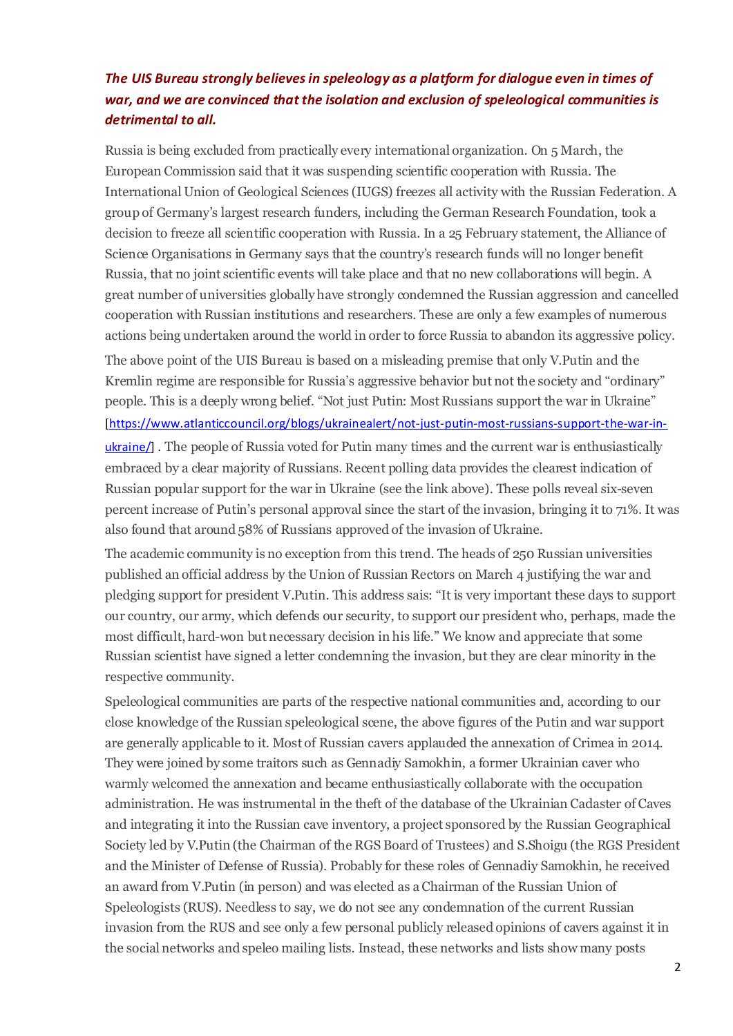***The UIS Bureau strongly believes in speleology as a platform for dialogue even in times of war, and we are convinced that the isolation and exclusion of speleological communities is detrimental to all.***

Russia is being excluded from practically every international organization. On 5 March, the European Commission said that it was suspending scientific cooperation with Russia. The International Union of Geological Sciences (IUGS) freezes all activity with the Russian Federation. A group of Germany's largest research funders, including the German Research Foundation, took a decision to freeze all scientific cooperation with Russia. In a 25 February statement, the Alliance of Science Organisations in Germany says that the country's research funds will no longer benefit Russia, that no joint scientific events will take place and that no new collaborations will begin. A great number of universities globally have strongly condemned the Russian aggression and cancelled cooperation with Russian institutions and researchers. These are only a few examples of numerous actions being undertaken around the world in order to force Russia to abandon its aggressive policy.

The above point of the UIS Bureau is based on a misleading premise that only V.Putin and the Kremlin regime are responsible for Russia's aggressive behavior but not the society and "ordinary" people. This is a deeply wrong belief. "Not just Putin: Most Russians support the war in Ukraine" [https://www.atlanticcouncil.org/blogs/ukrainealert/not-just-putin-most-russians-support-the-war-in-ukraine/] . The people of Russia voted for Putin many times and the current war is enthusiastically embraced by a clear majority of Russians. Recent polling data provides the clearest indication of Russian popular support for the war in Ukraine (see the link above). These polls reveal six-seven percent increase of Putin's personal approval since the start of the invasion, bringing it to 71%. It was also found that around 58% of Russians approved of the invasion of Ukraine.

The academic community is no exception from this trend. The heads of 250 Russian universities published an official address by the Union of Russian Rectors on March 4 justifying the war and pledging support for president V.Putin. This address sais: "It is very important these days to support our country, our army, which defends our security, to support our president who, perhaps, made the most difficult, hard-won but necessary decision in his life." We know and appreciate that some Russian scientist have signed a letter condemning the invasion, but they are clear minority in the respective community.

Speleological communities are parts of the respective national communities and, according to our close knowledge of the Russian speleological scene, the above figures of the Putin and war support are generally applicable to it. Most of Russian cavers applauded the annexation of Crimea in 2014. They were joined by some traitors such as Gennadiy Samokhin, a former Ukrainian caver who warmly welcomed the annexation and became enthusiastically collaborate with the occupation administration. He was instrumental in the theft of the database of the Ukrainian Cadaster of Caves and integrating it into the Russian cave inventory, a project sponsored by the Russian Geographical Society led by V.Putin (the Chairman of the RGS Board of Trustees) and S.Shoigu (the RGS President and the Minister of Defense of Russia). Probably for these roles of Gennadiy Samokhin, he received an award from V.Putin (in person) and was elected as a Chairman of the Russian Union of Speleologists (RUS). Needless to say, we do not see any condemnation of the current Russian invasion from the RUS and see only a few personal publicly released opinions of cavers against it in the social networks and speleo mailing lists. Instead, these networks and lists show many posts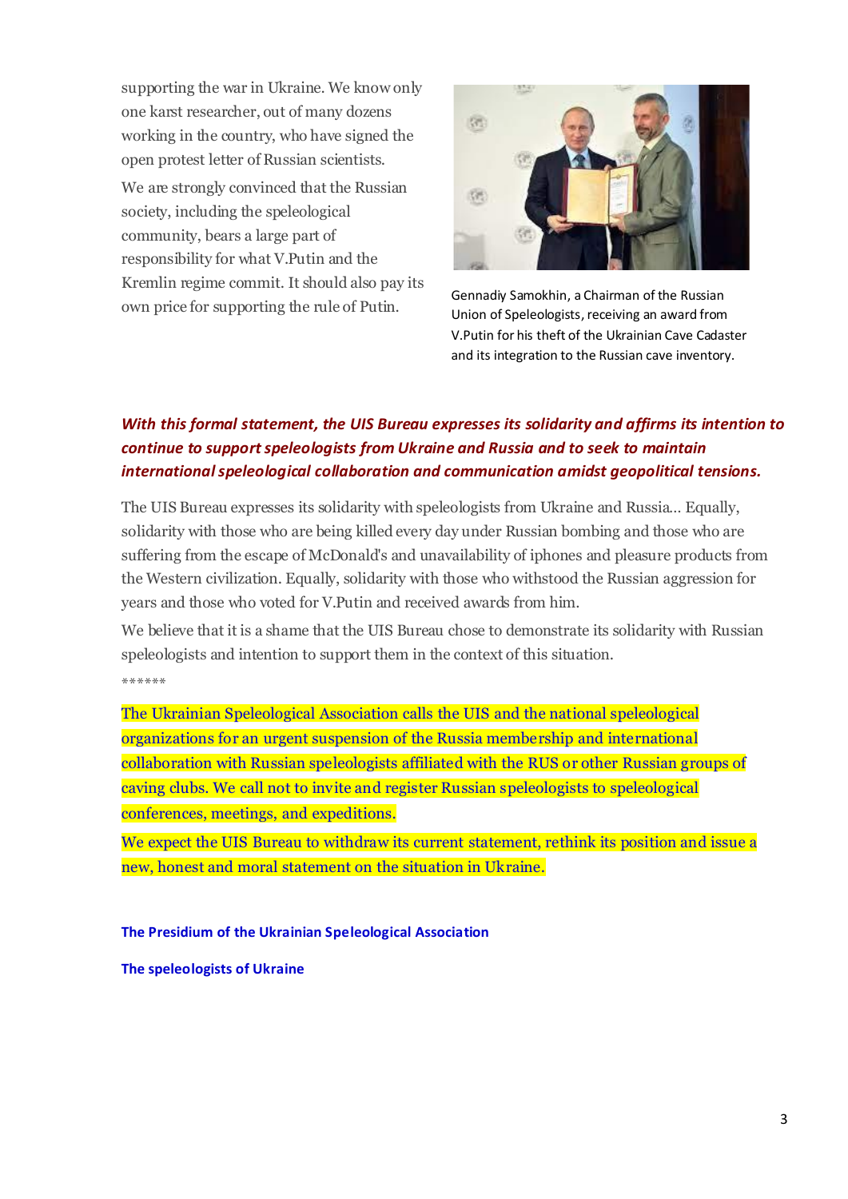supporting the war in Ukraine. We know only one karst researcher, out of many dozens working in the country, who have signed the open protest letter of Russian scientists.

We are strongly convinced that the Russian society, including the speleological community, bears a large part of responsibility for what V.Putin and the Kremlin regime commit. It should also pay its own price for supporting the rule of Putin.

Gennadiy Samokhin, a Chairman of the Russian Union of Speleologists, receiving an award from V.Putin for his theft of the Ukrainian Cave Cadaster and its integration to the Russian cave inventory.

***With this formal statement, the UIS Bureau expresses its solidarity and affirms its intention to continue to support speleologists from Ukraine and Russia and to seek to maintain international speleological collaboration and communication amidst geopolitical tensions.***

The UIS Bureau expresses its solidarity with speleologists from Ukraine and Russia... Equally, solidarity with those who are being killed every day under Russian bombing and those who are suffering from the escape of McDonald's and unavailability of iphones and pleasure products from the Western civilization. Equally, solidarity with those who withstood the Russian aggression for years and those who voted for V.Putin and received awards from him.

We believe that it is a shame that the UIS Bureau chose to demonstrate its solidarity with Russian speleologists and intention to support them in the context of this situation.

******

The Ukrainian Speleological Association calls the UIS and the national speleological organizations for an urgent suspension of the Russia membership and international collaboration with Russian speleologists affiliated with the RUS or other Russian groups of caving clubs. We call not to invite and register Russian speleologists to speleological conferences, meetings, and expeditions.

We expect the UIS Bureau to withdraw its current statement, rethink its position and issue a new, honest and moral statement on the situation in Ukraine.

**The Presidium of the Ukrainian Speleological Association**

**The speleologists of Ukraine**